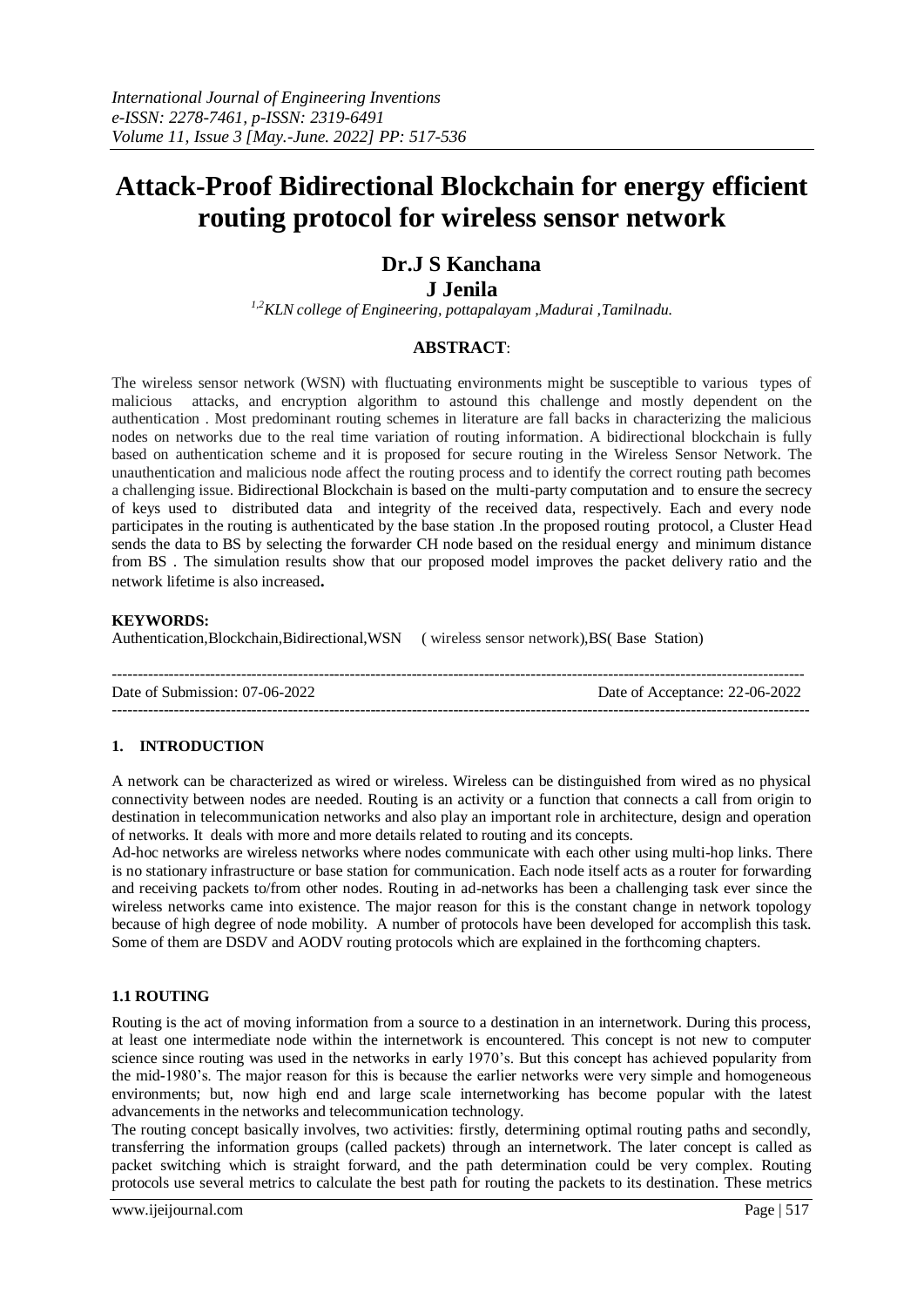# Attack-Proof Bidirectional Blockchain for energy efficient routing protocol for wireless sensor network

**Dr.J S Kanchana**

**J Jenila**

*[1,2]KLN college of Engineering, pottapalayam ,Madurai ,Tamilnadu.*

**ABSTRACT**:

The wireless sensor network (WSN) with fluctuating environments might be susceptible to various types of malicious attacks, and encryption algorithm to astound this challenge and mostly dependent on the authentication . Most predominant routing schemes in literature are fall backs in characterizing the malicious nodes on networks due to the real time variation of routing information. A bidirectional blockchain is fully based on authentication scheme and it is proposed for secure routing in the Wireless Sensor Network. The unauthentication and malicious node affect the routing process and to identify the correct routing path becomes a challenging issue. Bidirectional Blockchain is based on the multi-party computation and to ensure the secrecy of keys used to distributed data and integrity of the received data, respectively. Each and every node participates in the routing is authenticated by the base station .In the proposed routing protocol, a Cluster Head sends the data to BS by selecting the forwarder CH node based on the residual energy and minimum distance from BS . The simulation results show that our proposed model improves the packet delivery ratio and the network lifetime is also increased**.**

**KEYWORDS:**

Authentication,Blockchain,Bidirectional,WSN ( wireless sensor network),BS( Base Station)

---

Date of Submission: 07-06-2022 Date of Acceptance: 22-06-2022

---

## 1. INTRODUCTION

A network can be characterized as wired or wireless. Wireless can be distinguished from wired as no physical connectivity between nodes are needed. Routing is an activity or a function that connects a call from origin to destination in telecommunication networks and also play an important role in architecture, design and operation of networks. It deals with more and more details related to routing and its concepts.

Ad-hoc networks are wireless networks where nodes communicate with each other using multi-hop links. There is no stationary infrastructure or base station for communication. Each node itself acts as a router for forwarding and receiving packets to/from other nodes. Routing in ad-networks has been a challenging task ever since the wireless networks came into existence. The major reason for this is the constant change in network topology because of high degree of node mobility. A number of protocols have been developed for accomplish this task. Some of them are DSDV and AODV routing protocols which are explained in the forthcoming chapters.

### 1.1 ROUTING

Routing is the act of moving information from a source to a destination in an internetwork. During this process, at least one intermediate node within the internetwork is encountered. This concept is not new to computer science since routing was used in the networks in early 1970's. But this concept has achieved popularity from the mid-1980's. The major reason for this is because the earlier networks were very simple and homogeneous environments; but, now high end and large scale internetworking has become popular with the latest advancements in the networks and telecommunication technology.

The routing concept basically involves, two activities: firstly, determining optimal routing paths and secondly, transferring the information groups (called packets) through an internetwork. The later concept is called as packet switching which is straight forward, and the path determination could be very complex. Routing protocols use several metrics to calculate the best path for routing the packets to its destination. These metrics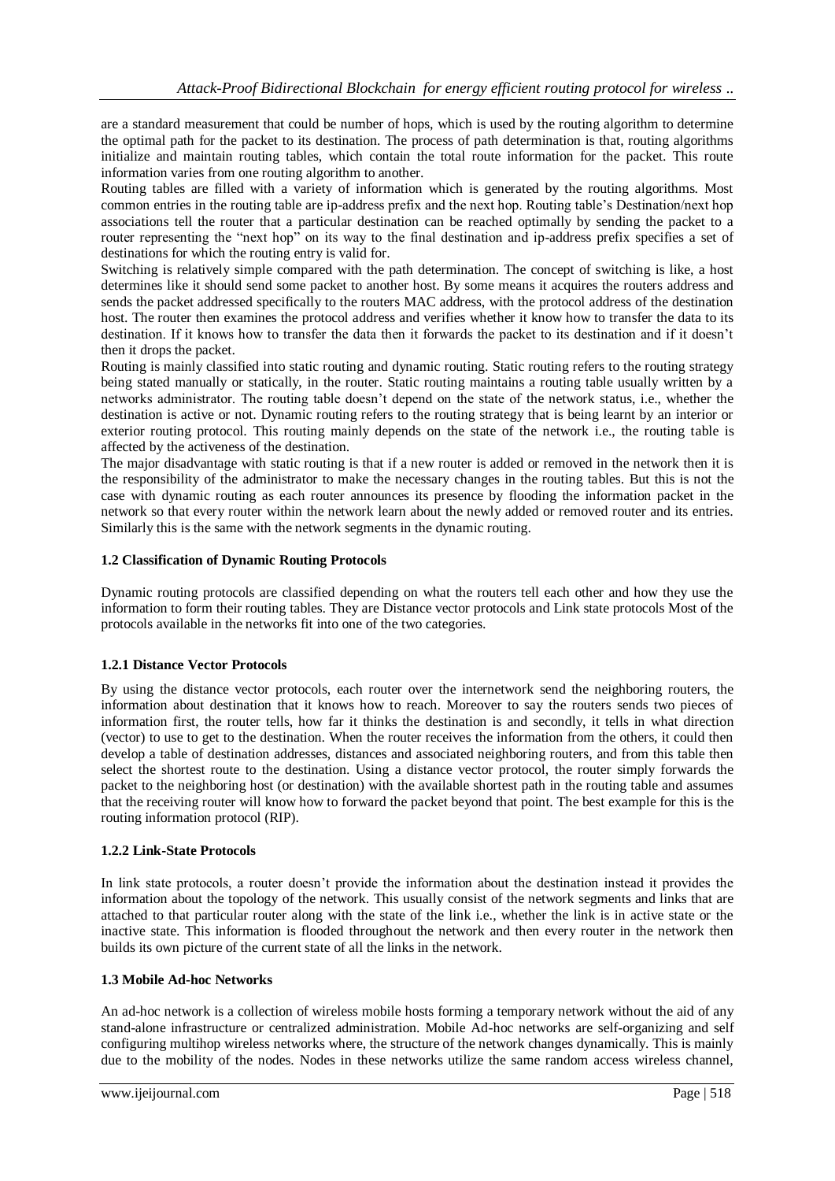are a standard measurement that could be number of hops, which is used by the routing algorithm to determine the optimal path for the packet to its destination. The process of path determination is that, routing algorithms initialize and maintain routing tables, which contain the total route information for the packet. This route information varies from one routing algorithm to another.

Routing tables are filled with a variety of information which is generated by the routing algorithms. Most common entries in the routing table are ip-address prefix and the next hop. Routing table's Destination/next hop associations tell the router that a particular destination can be reached optimally by sending the packet to a router representing the "next hop" on its way to the final destination and ip-address prefix specifies a set of destinations for which the routing entry is valid for.

Switching is relatively simple compared with the path determination. The concept of switching is like, a host determines like it should send some packet to another host. By some means it acquires the routers address and sends the packet addressed specifically to the routers MAC address, with the protocol address of the destination host. The router then examines the protocol address and verifies whether it know how to transfer the data to its destination. If it knows how to transfer the data then it forwards the packet to its destination and if it doesn't then it drops the packet.

Routing is mainly classified into static routing and dynamic routing. Static routing refers to the routing strategy being stated manually or statically, in the router. Static routing maintains a routing table usually written by a networks administrator. The routing table doesn't depend on the state of the network status, i.e., whether the destination is active or not. Dynamic routing refers to the routing strategy that is being learnt by an interior or exterior routing protocol. This routing mainly depends on the state of the network i.e., the routing table is affected by the activeness of the destination.

The major disadvantage with static routing is that if a new router is added or removed in the network then it is the responsibility of the administrator to make the necessary changes in the routing tables. But this is not the case with dynamic routing as each router announces its presence by flooding the information packet in the network so that every router within the network learn about the newly added or removed router and its entries. Similarly this is the same with the network segments in the dynamic routing.

### 1.2 Classification of Dynamic Routing Protocols

Dynamic routing protocols are classified depending on what the routers tell each other and how they use the information to form their routing tables. They are Distance vector protocols and Link state protocols Most of the protocols available in the networks fit into one of the two categories.

#### 1.2.1 Distance Vector Protocols

By using the distance vector protocols, each router over the internetwork send the neighboring routers, the information about destination that it knows how to reach. Moreover to say the routers sends two pieces of information first, the router tells, how far it thinks the destination is and secondly, it tells in what direction (vector) to use to get to the destination. When the router receives the information from the others, it could then develop a table of destination addresses, distances and associated neighboring routers, and from this table then select the shortest route to the destination. Using a distance vector protocol, the router simply forwards the packet to the neighboring host (or destination) with the available shortest path in the routing table and assumes that the receiving router will know how to forward the packet beyond that point. The best example for this is the routing information protocol (RIP).

#### 1.2.2 Link-State Protocols

In link state protocols, a router doesn't provide the information about the destination instead it provides the information about the topology of the network. This usually consist of the network segments and links that are attached to that particular router along with the state of the link i.e., whether the link is in active state or the inactive state. This information is flooded throughout the network and then every router in the network then builds its own picture of the current state of all the links in the network.

### 1.3 Mobile Ad-hoc Networks

An ad-hoc network is a collection of wireless mobile hosts forming a temporary network without the aid of any stand-alone infrastructure or centralized administration. Mobile Ad-hoc networks are self-organizing and self configuring multihop wireless networks where, the structure of the network changes dynamically. This is mainly due to the mobility of the nodes. Nodes in these networks utilize the same random access wireless channel,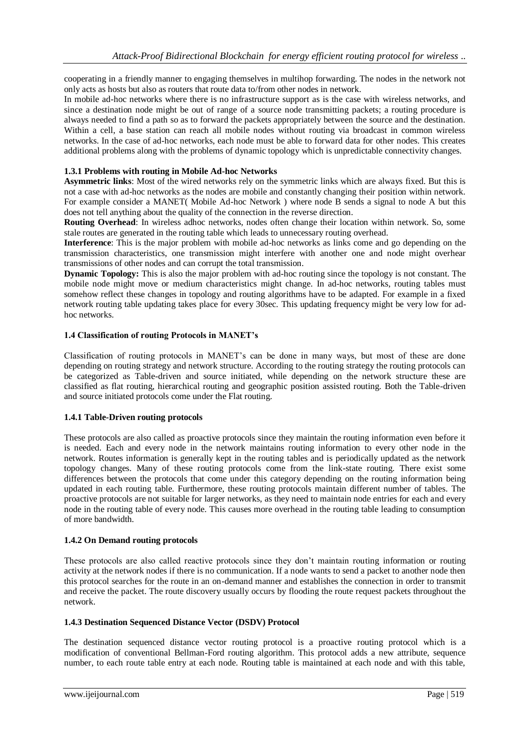cooperating in a friendly manner to engaging themselves in multihop forwarding. The nodes in the network not only acts as hosts but also as routers that route data to/from other nodes in network.

In mobile ad-hoc networks where there is no infrastructure support as is the case with wireless networks, and since a destination node might be out of range of a source node transmitting packets; a routing procedure is always needed to find a path so as to forward the packets appropriately between the source and the destination. Within a cell, a base station can reach all mobile nodes without routing via broadcast in common wireless networks. In the case of ad-hoc networks, each node must be able to forward data for other nodes. This creates additional problems along with the problems of dynamic topology which is unpredictable connectivity changes.

### 1.3.1 Problems with routing in Mobile Ad-hoc Networks

**Asymmetric links**: Most of the wired networks rely on the symmetric links which are always fixed. But this is not a case with ad-hoc networks as the nodes are mobile and constantly changing their position within network. For example consider a MANET( Mobile Ad-hoc Network ) where node B sends a signal to node A but this does not tell anything about the quality of the connection in the reverse direction.

**Routing Overhead**: In wireless adhoc networks, nodes often change their location within network. So, some stale routes are generated in the routing table which leads to unnecessary routing overhead.

**Interference**: This is the major problem with mobile ad-hoc networks as links come and go depending on the transmission characteristics, one transmission might interfere with another one and node might overhear transmissions of other nodes and can corrupt the total transmission.

**Dynamic Topology:** This is also the major problem with ad-hoc routing since the topology is not constant. The mobile node might move or medium characteristics might change. In ad-hoc networks, routing tables must somehow reflect these changes in topology and routing algorithms have to be adapted. For example in a fixed network routing table updating takes place for every 30sec. This updating frequency might be very low for ad-hoc networks.

## 1.4 Classification of routing Protocols in MANET's

Classification of routing protocols in MANET's can be done in many ways, but most of these are done depending on routing strategy and network structure. According to the routing strategy the routing protocols can be categorized as Table-driven and source initiated, while depending on the network structure these are classified as flat routing, hierarchical routing and geographic position assisted routing. Both the Table-driven and source initiated protocols come under the Flat routing.

### 1.4.1 Table-Driven routing protocols

These protocols are also called as proactive protocols since they maintain the routing information even before it is needed. Each and every node in the network maintains routing information to every other node in the network. Routes information is generally kept in the routing tables and is periodically updated as the network topology changes. Many of these routing protocols come from the link-state routing. There exist some differences between the protocols that come under this category depending on the routing information being updated in each routing table. Furthermore, these routing protocols maintain different number of tables. The proactive protocols are not suitable for larger networks, as they need to maintain node entries for each and every node in the routing table of every node. This causes more overhead in the routing table leading to consumption of more bandwidth.

### 1.4.2 On Demand routing protocols

These protocols are also called reactive protocols since they don't maintain routing information or routing activity at the network nodes if there is no communication. If a node wants to send a packet to another node then this protocol searches for the route in an on-demand manner and establishes the connection in order to transmit and receive the packet. The route discovery usually occurs by flooding the route request packets throughout the network.

### 1.4.3 Destination Sequenced Distance Vector (DSDV) Protocol

The destination sequenced distance vector routing protocol is a proactive routing protocol which is a modification of conventional Bellman-Ford routing algorithm. This protocol adds a new attribute, sequence number, to each route table entry at each node. Routing table is maintained at each node and with this table,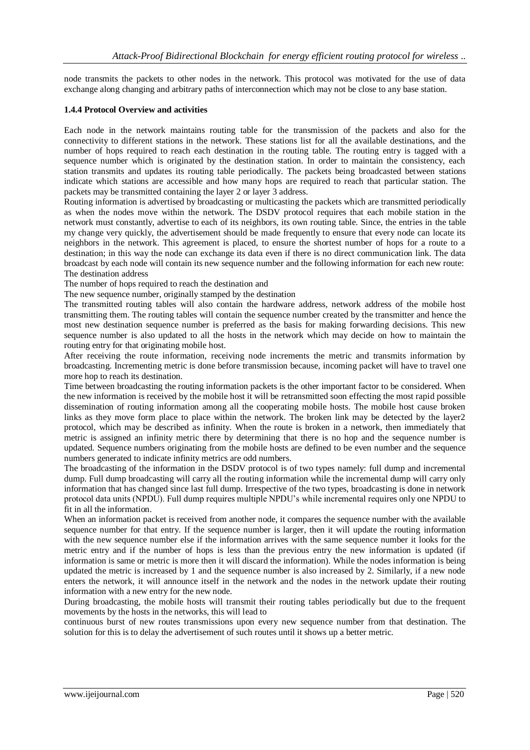node transmits the packets to other nodes in the network. This protocol was motivated for the use of data exchange along changing and arbitrary paths of interconnection which may not be close to any base station.

### 1.4.4 Protocol Overview and activities

Each node in the network maintains routing table for the transmission of the packets and also for the connectivity to different stations in the network. These stations list for all the available destinations, and the number of hops required to reach each destination in the routing table. The routing entry is tagged with a sequence number which is originated by the destination station. In order to maintain the consistency, each station transmits and updates its routing table periodically. The packets being broadcasted between stations indicate which stations are accessible and how many hops are required to reach that particular station. The packets may be transmitted containing the layer 2 or layer 3 address.

Routing information is advertised by broadcasting or multicasting the packets which are transmitted periodically as when the nodes move within the network. The DSDV protocol requires that each mobile station in the network must constantly, advertise to each of its neighbors, its own routing table. Since, the entries in the table my change very quickly, the advertisement should be made frequently to ensure that every node can locate its neighbors in the network. This agreement is placed, to ensure the shortest number of hops for a route to a destination; in this way the node can exchange its data even if there is no direct communication link. The data broadcast by each node will contain its new sequence number and the following information for each new route:

The destination address

The number of hops required to reach the destination and

The new sequence number, originally stamped by the destination

The transmitted routing tables will also contain the hardware address, network address of the mobile host transmitting them. The routing tables will contain the sequence number created by the transmitter and hence the most new destination sequence number is preferred as the basis for making forwarding decisions. This new sequence number is also updated to all the hosts in the network which may decide on how to maintain the routing entry for that originating mobile host.

After receiving the route information, receiving node increments the metric and transmits information by broadcasting. Incrementing metric is done before transmission because, incoming packet will have to travel one more hop to reach its destination.

Time between broadcasting the routing information packets is the other important factor to be considered. When the new information is received by the mobile host it will be retransmitted soon effecting the most rapid possible dissemination of routing information among all the cooperating mobile hosts. The mobile host cause broken links as they move form place to place within the network. The broken link may be detected by the layer2 protocol, which may be described as infinity. When the route is broken in a network, then immediately that metric is assigned an infinity metric there by determining that there is no hop and the sequence number is updated. Sequence numbers originating from the mobile hosts are defined to be even number and the sequence numbers generated to indicate infinity metrics are odd numbers.

The broadcasting of the information in the DSDV protocol is of two types namely: full dump and incremental dump. Full dump broadcasting will carry all the routing information while the incremental dump will carry only information that has changed since last full dump. Irrespective of the two types, broadcasting is done in network protocol data units (NPDU). Full dump requires multiple NPDU's while incremental requires only one NPDU to fit in all the information.

When an information packet is received from another node, it compares the sequence number with the available sequence number for that entry. If the sequence number is larger, then it will update the routing information with the new sequence number else if the information arrives with the same sequence number it looks for the metric entry and if the number of hops is less than the previous entry the new information is updated (if information is same or metric is more then it will discard the information). While the nodes information is being updated the metric is increased by 1 and the sequence number is also increased by 2. Similarly, if a new node enters the network, it will announce itself in the network and the nodes in the network update their routing information with a new entry for the new node.

During broadcasting, the mobile hosts will transmit their routing tables periodically but due to the frequent movements by the hosts in the networks, this will lead to

continuous burst of new routes transmissions upon every new sequence number from that destination. The solution for this is to delay the advertisement of such routes until it shows up a better metric.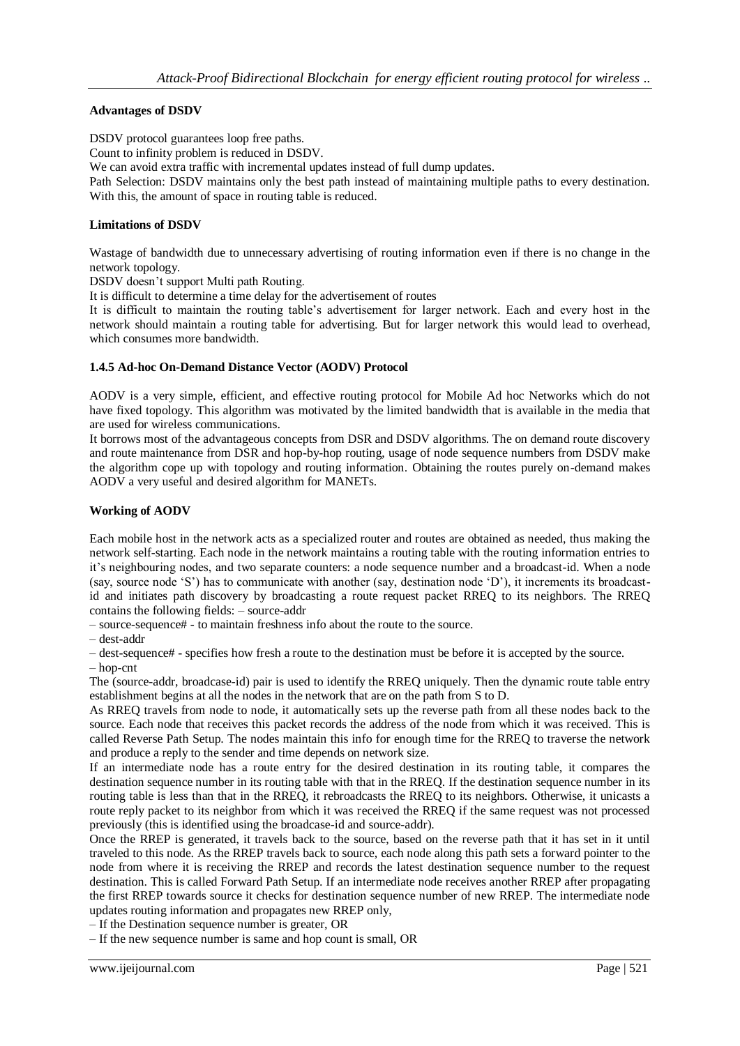**Advantages of DSDV**

DSDV protocol guarantees loop free paths.
Count to infinity problem is reduced in DSDV.
We can avoid extra traffic with incremental updates instead of full dump updates.
Path Selection: DSDV maintains only the best path instead of maintaining multiple paths to every destination. With this, the amount of space in routing table is reduced.

**Limitations of DSDV**

Wastage of bandwidth due to unnecessary advertising of routing information even if there is no change in the network topology.
DSDV doesn't support Multi path Routing.
It is difficult to determine a time delay for the advertisement of routes
It is difficult to maintain the routing table's advertisement for larger network. Each and every host in the network should maintain a routing table for advertising. But for larger network this would lead to overhead, which consumes more bandwidth.

### 1.4.5 Ad-hoc On-Demand Distance Vector (AODV) Protocol

AODV is a very simple, efficient, and effective routing protocol for Mobile Ad hoc Networks which do not have fixed topology. This algorithm was motivated by the limited bandwidth that is available in the media that are used for wireless communications.
It borrows most of the advantageous concepts from DSR and DSDV algorithms. The on demand route discovery and route maintenance from DSR and hop-by-hop routing, usage of node sequence numbers from DSDV make the algorithm cope up with topology and routing information. Obtaining the routes purely on-demand makes AODV a very useful and desired algorithm for MANETs.

**Working of AODV**

Each mobile host in the network acts as a specialized router and routes are obtained as needed, thus making the network self-starting. Each node in the network maintains a routing table with the routing information entries to it's neighbouring nodes, and two separate counters: a node sequence number and a broadcast-id. When a node (say, source node 'S') has to communicate with another (say, destination node 'D'), it increments its broadcast-id and initiates path discovery by broadcasting a route request packet RREQ to its neighbors. The RREQ contains the following fields: – source-addr
– source-sequence# - to maintain freshness info about the route to the source.
– dest-addr
– dest-sequence# - specifies how fresh a route to the destination must be before it is accepted by the source.
– hop-cnt
The (source-addr, broadcase-id) pair is used to identify the RREQ uniquely. Then the dynamic route table entry establishment begins at all the nodes in the network that are on the path from S to D.
As RREQ travels from node to node, it automatically sets up the reverse path from all these nodes back to the source. Each node that receives this packet records the address of the node from which it was received. This is called Reverse Path Setup. The nodes maintain this info for enough time for the RREQ to traverse the network and produce a reply to the sender and time depends on network size.
If an intermediate node has a route entry for the desired destination in its routing table, it compares the destination sequence number in its routing table with that in the RREQ. If the destination sequence number in its routing table is less than that in the RREQ, it rebroadcasts the RREQ to its neighbors. Otherwise, it unicasts a route reply packet to its neighbor from which it was received the RREQ if the same request was not processed previously (this is identified using the broadcase-id and source-addr).
Once the RREP is generated, it travels back to the source, based on the reverse path that it has set in it until traveled to this node. As the RREP travels back to source, each node along this path sets a forward pointer to the node from where it is receiving the RREP and records the latest destination sequence number to the request destination. This is called Forward Path Setup. If an intermediate node receives another RREP after propagating the first RREP towards source it checks for destination sequence number of new RREP. The intermediate node updates routing information and propagates new RREP only,
– If the Destination sequence number is greater, OR
– If the new sequence number is same and hop count is small, OR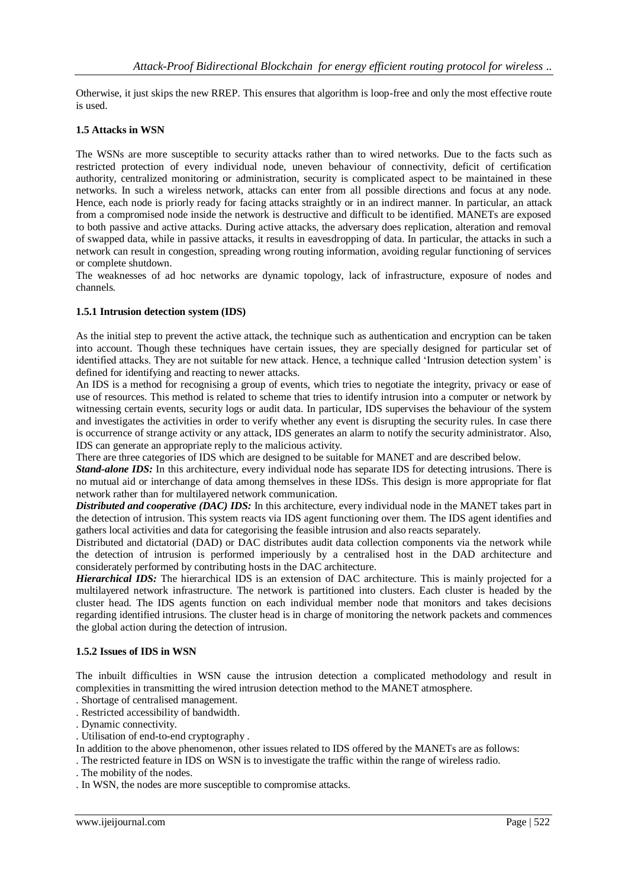Otherwise, it just skips the new RREP. This ensures that algorithm is loop-free and only the most effective route is used.

### 1.5 Attacks in WSN

The WSNs are more susceptible to security attacks rather than to wired networks. Due to the facts such as restricted protection of every individual node, uneven behaviour of connectivity, deficit of certification authority, centralized monitoring or administration, security is complicated aspect to be maintained in these networks. In such a wireless network, attacks can enter from all possible directions and focus at any node. Hence, each node is priorly ready for facing attacks straightly or in an indirect manner. In particular, an attack from a compromised node inside the network is destructive and difficult to be identified. MANETs are exposed to both passive and active attacks. During active attacks, the adversary does replication, alteration and removal of swapped data, while in passive attacks, it results in eavesdropping of data. In particular, the attacks in such a network can result in congestion, spreading wrong routing information, avoiding regular functioning of services or complete shutdown.

The weaknesses of ad hoc networks are dynamic topology, lack of infrastructure, exposure of nodes and channels.

#### 1.5.1 Intrusion detection system (IDS)

As the initial step to prevent the active attack, the technique such as authentication and encryption can be taken into account. Though these techniques have certain issues, they are specially designed for particular set of identified attacks. They are not suitable for new attack. Hence, a technique called 'Intrusion detection system' is defined for identifying and reacting to newer attacks.

An IDS is a method for recognising a group of events, which tries to negotiate the integrity, privacy or ease of use of resources. This method is related to scheme that tries to identify intrusion into a computer or network by witnessing certain events, security logs or audit data. In particular, IDS supervises the behaviour of the system and investigates the activities in order to verify whether any event is disrupting the security rules. In case there is occurrence of strange activity or any attack, IDS generates an alarm to notify the security administrator. Also, IDS can generate an appropriate reply to the malicious activity.

There are three categories of IDS which are designed to be suitable for MANET and are described below.

***Stand-alone IDS:*** In this architecture, every individual node has separate IDS for detecting intrusions. There is no mutual aid or interchange of data among themselves in these IDSs. This design is more appropriate for flat network rather than for multilayered network communication.

***Distributed and cooperative (DAC) IDS:*** In this architecture, every individual node in the MANET takes part in the detection of intrusion. This system reacts via IDS agent functioning over them. The IDS agent identifies and gathers local activities and data for categorising the feasible intrusion and also reacts separately.

Distributed and dictatorial (DAD) or DAC distributes audit data collection components via the network while the detection of intrusion is performed imperiously by a centralised host in the DAD architecture and considerately performed by contributing hosts in the DAC architecture.

***Hierarchical IDS:*** The hierarchical IDS is an extension of DAC architecture. This is mainly projected for a multilayered network infrastructure. The network is partitioned into clusters. Each cluster is headed by the cluster head. The IDS agents function on each individual member node that monitors and takes decisions regarding identified intrusions. The cluster head is in charge of monitoring the network packets and commences the global action during the detection of intrusion.

#### 1.5.2 Issues of IDS in WSN

The inbuilt difficulties in WSN cause the intrusion detection a complicated methodology and result in complexities in transmitting the wired intrusion detection method to the MANET atmosphere.

- Shortage of centralised management.
- Restricted accessibility of bandwidth.
- Dynamic connectivity.
- Utilisation of end-to-end cryptography .

In addition to the above phenomenon, other issues related to IDS offered by the MANETs are as follows:

- The restricted feature in IDS on WSN is to investigate the traffic within the range of wireless radio.
- The mobility of the nodes.
- In WSN, the nodes are more susceptible to compromise attacks.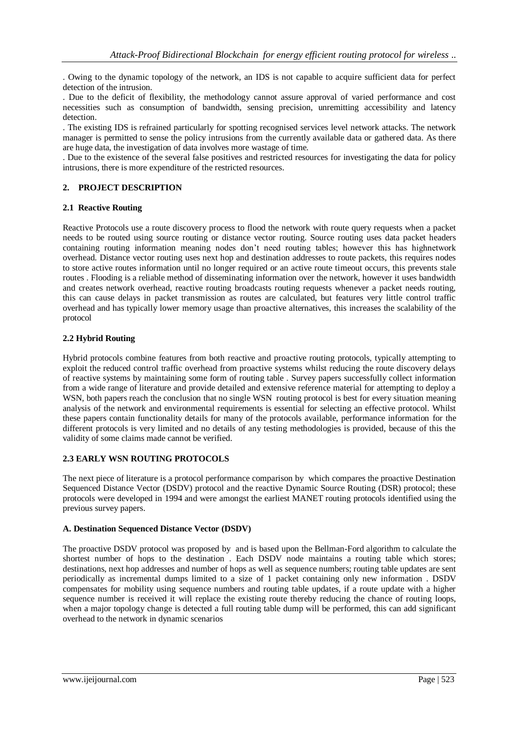. Owing to the dynamic topology of the network, an IDS is not capable to acquire sufficient data for perfect detection of the intrusion.

. Due to the deficit of flexibility, the methodology cannot assure approval of varied performance and cost necessities such as consumption of bandwidth, sensing precision, unremitting accessibility and latency detection.

. The existing IDS is refrained particularly for spotting recognised services level network attacks. The network manager is permitted to sense the policy intrusions from the currently available data or gathered data. As there are huge data, the investigation of data involves more wastage of time.

. Due to the existence of the several false positives and restricted resources for investigating the data for policy intrusions, there is more expenditure of the restricted resources.

## 2. PROJECT DESCRIPTION

### 2.1 Reactive Routing

Reactive Protocols use a route discovery process to flood the network with route query requests when a packet needs to be routed using source routing or distance vector routing. Source routing uses data packet headers containing routing information meaning nodes don't need routing tables; however this has highnetwork overhead. Distance vector routing uses next hop and destination addresses to route packets, this requires nodes to store active routes information until no longer required or an active route timeout occurs, this prevents stale routes . Flooding is a reliable method of disseminating information over the network, however it uses bandwidth and creates network overhead, reactive routing broadcasts routing requests whenever a packet needs routing, this can cause delays in packet transmission as routes are calculated, but features very little control traffic overhead and has typically lower memory usage than proactive alternatives, this increases the scalability of the protocol

### 2.2 Hybrid Routing

Hybrid protocols combine features from both reactive and proactive routing protocols, typically attempting to exploit the reduced control traffic overhead from proactive systems whilst reducing the route discovery delays of reactive systems by maintaining some form of routing table . Survey papers successfully collect information from a wide range of literature and provide detailed and extensive reference material for attempting to deploy a WSN, both papers reach the conclusion that no single WSN routing protocol is best for every situation meaning analysis of the network and environmental requirements is essential for selecting an effective protocol. Whilst these papers contain functionality details for many of the protocols available, performance information for the different protocols is very limited and no details of any testing methodologies is provided, because of this the validity of some claims made cannot be verified.

### 2.3 EARLY WSN ROUTING PROTOCOLS

The next piece of literature is a protocol performance comparison by which compares the proactive Destination Sequenced Distance Vector (DSDV) protocol and the reactive Dynamic Source Routing (DSR) protocol; these protocols were developed in 1994 and were amongst the earliest MANET routing protocols identified using the previous survey papers.

#### A. Destination Sequenced Distance Vector (DSDV)

The proactive DSDV protocol was proposed by and is based upon the Bellman-Ford algorithm to calculate the shortest number of hops to the destination . Each DSDV node maintains a routing table which stores; destinations, next hop addresses and number of hops as well as sequence numbers; routing table updates are sent periodically as incremental dumps limited to a size of 1 packet containing only new information . DSDV compensates for mobility using sequence numbers and routing table updates, if a route update with a higher sequence number is received it will replace the existing route thereby reducing the chance of routing loops, when a major topology change is detected a full routing table dump will be performed, this can add significant overhead to the network in dynamic scenarios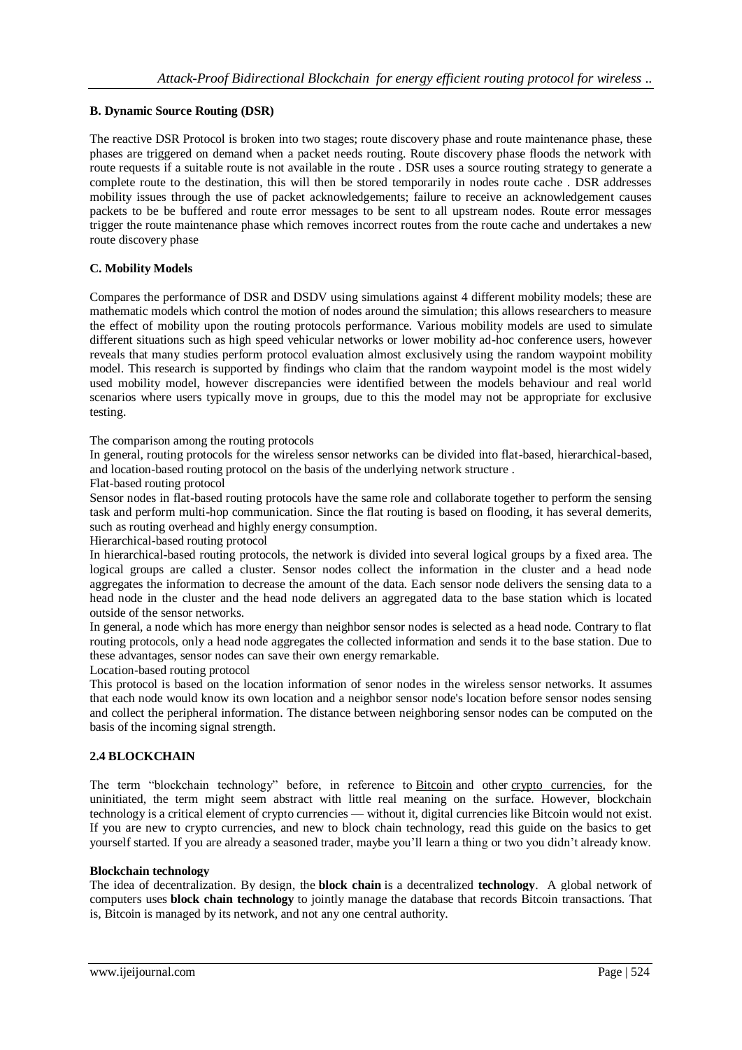### B. Dynamic Source Routing (DSR)

The reactive DSR Protocol is broken into two stages; route discovery phase and route maintenance phase, these phases are triggered on demand when a packet needs routing. Route discovery phase floods the network with route requests if a suitable route is not available in the route . DSR uses a source routing strategy to generate a complete route to the destination, this will then be stored temporarily in nodes route cache . DSR addresses mobility issues through the use of packet acknowledgements; failure to receive an acknowledgement causes packets to be be buffered and route error messages to be sent to all upstream nodes. Route error messages trigger the route maintenance phase which removes incorrect routes from the route cache and undertakes a new route discovery phase

### C. Mobility Models

Compares the performance of DSR and DSDV using simulations against 4 different mobility models; these are mathematic models which control the motion of nodes around the simulation; this allows researchers to measure the effect of mobility upon the routing protocols performance. Various mobility models are used to simulate different situations such as high speed vehicular networks or lower mobility ad-hoc conference users, however reveals that many studies perform protocol evaluation almost exclusively using the random waypoint mobility model. This research is supported by findings who claim that the random waypoint model is the most widely used mobility model, however discrepancies were identified between the models behaviour and real world scenarios where users typically move in groups, due to this the model may not be appropriate for exclusive testing.

The comparison among the routing protocols

In general, routing protocols for the wireless sensor networks can be divided into flat-based, hierarchical-based, and location-based routing protocol on the basis of the underlying network structure .

Flat-based routing protocol

Sensor nodes in flat-based routing protocols have the same role and collaborate together to perform the sensing task and perform multi-hop communication. Since the flat routing is based on flooding, it has several demerits, such as routing overhead and highly energy consumption.

Hierarchical-based routing protocol

In hierarchical-based routing protocols, the network is divided into several logical groups by a fixed area. The logical groups are called a cluster. Sensor nodes collect the information in the cluster and a head node aggregates the information to decrease the amount of the data. Each sensor node delivers the sensing data to a head node in the cluster and the head node delivers an aggregated data to the base station which is located outside of the sensor networks.

In general, a node which has more energy than neighbor sensor nodes is selected as a head node. Contrary to flat routing protocols, only a head node aggregates the collected information and sends it to the base station. Due to these advantages, sensor nodes can save their own energy remarkable.

Location-based routing protocol

This protocol is based on the location information of senor nodes in the wireless sensor networks. It assumes that each node would know its own location and a neighbor sensor node's location before sensor nodes sensing and collect the peripheral information. The distance between neighboring sensor nodes can be computed on the basis of the incoming signal strength.

## 2.4 BLOCKCHAIN

The term "blockchain technology" before, in reference to Bitcoin and other crypto currencies, for the uninitiated, the term might seem abstract with little real meaning on the surface. However, blockchain technology is a critical element of crypto currencies — without it, digital currencies like Bitcoin would not exist. If you are new to crypto currencies, and new to block chain technology, read this guide on the basics to get yourself started. If you are already a seasoned trader, maybe you'll learn a thing or two you didn't already know.

**Blockchain technology**

The idea of decentralization. By design, the **block chain** is a decentralized **technology**. A global network of computers uses **block chain technology** to jointly manage the database that records Bitcoin transactions. That is, Bitcoin is managed by its network, and not any one central authority.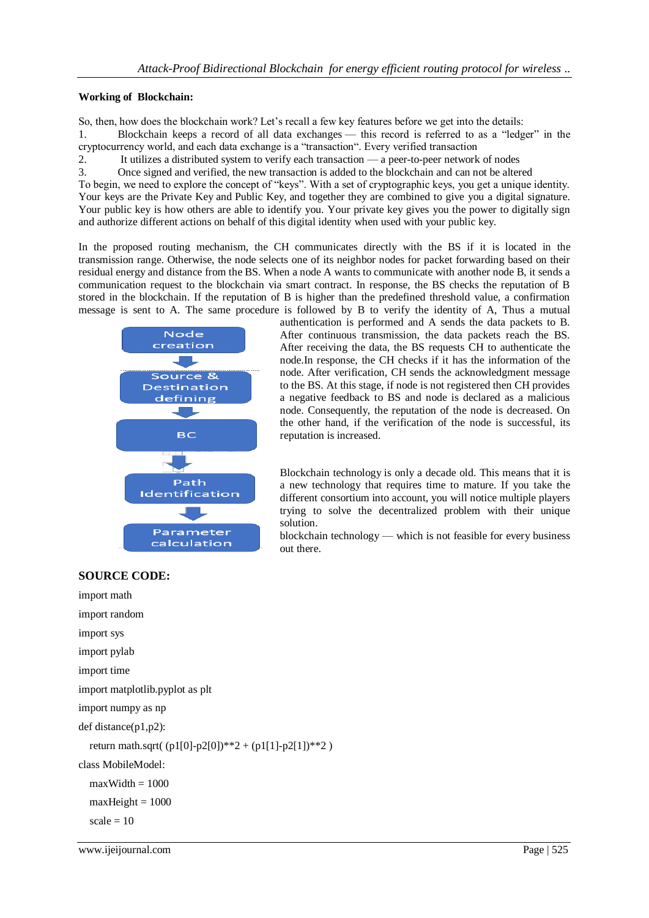**Working of Blockchain:**

So, then, how does the blockchain work? Let's recall a few key features before we get into the details:

1. Blockchain keeps a record of all data exchanges — this record is referred to as a "ledger" in the cryptocurrency world, and each data exchange is a "transaction". Every verified transaction
2. It utilizes a distributed system to verify each transaction — a peer-to-peer network of nodes
3. Once signed and verified, the new transaction is added to the blockchain and can not be altered

To begin, we need to explore the concept of "keys". With a set of cryptographic keys, you get a unique identity. Your keys are the Private Key and Public Key, and together they are combined to give you a digital signature. Your public key is how others are able to identify you. Your private key gives you the power to digitally sign and authorize different actions on behalf of this digital identity when used with your public key.

In the proposed routing mechanism, the CH communicates directly with the BS if it is located in the transmission range. Otherwise, the node selects one of its neighbor nodes for packet forwarding based on their residual energy and distance from the BS. When a node A wants to communicate with another node B, it sends a communication request to the blockchain via smart contract. In response, the BS checks the reputation of B stored in the blockchain. If the reputation of B is higher than the predefined threshold value, a confirmation message is sent to A. The same procedure is followed by B to verify the identity of A, Thus a mutual authentication is performed and A sends the data packets to B. After continuous transmission, the data packets reach the BS. After receiving the data, the BS requests CH to authenticate the node.In response, the CH checks if it has the information of the node. After verification, CH sends the acknowledgment message to the BS. At this stage, if node is not registered then CH provides a negative feedback to BS and node is declared as a malicious node. Consequently, the reputation of the node is decreased. On the other hand, if the verification of the node is successful, its reputation is increased.

Node creation → Source & Destination defining → BC → Path Identification → Parameter calculation

Blockchain technology is only a decade old. This means that it is a new technology that requires time to mature. If you take the different consortium into account, you will notice multiple players trying to solve the decentralized problem with their unique solution.

blockchain technology — which is not feasible for every business out there.

**SOURCE CODE:**

```
import math
import random
import sys
import pylab
import time
import matplotlib.pyplot as plt
import numpy as np
def distance(p1,p2):
  return math.sqrt( (p1[0]-p2[0])**2 + (p1[1]-p2[1])**2 )
class MobileModel:
  maxWidth = 1000
  maxHeight = 1000
  scale = 10
```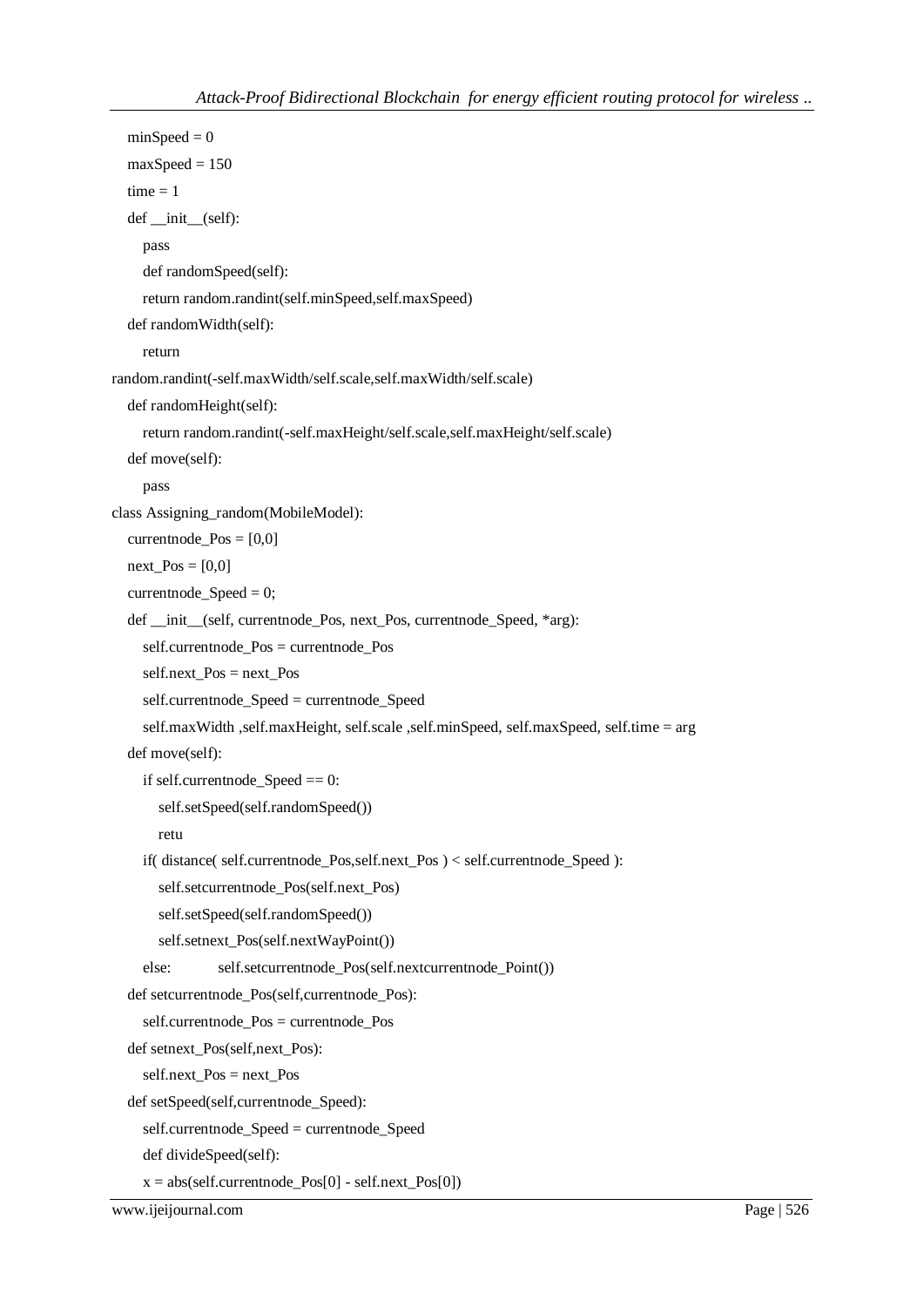```
    minSpeed = 0
    maxSpeed = 150
    time = 1
    def __init__(self):
        pass
        def randomSpeed(self):
        return random.randint(self.minSpeed,self.maxSpeed)
    def randomWidth(self):
        return
random.randint(-self.maxWidth/self.scale,self.maxWidth/self.scale)
    def randomHeight(self):
        return random.randint(-self.maxHeight/self.scale,self.maxHeight/self.scale)
    def move(self):
        pass
class Assigning_random(MobileModel):
    currentnode_Pos = [0,0]
    next_Pos = [0,0]
    currentnode_Speed = 0;
    def __init__(self, currentnode_Pos, next_Pos, currentnode_Speed, *arg):
        self.currentnode_Pos = currentnode_Pos
        self.next_Pos = next_Pos
        self.currentnode_Speed = currentnode_Speed
        self.maxWidth ,self.maxHeight, self.scale ,self.minSpeed, self.maxSpeed, self.time = arg
    def move(self):
        if self.currentnode_Speed == 0:
            self.setSpeed(self.randomSpeed())
            retu
        if( distance( self.currentnode_Pos,self.next_Pos ) < self.currentnode_Speed ):
            self.setcurrentnode_Pos(self.next_Pos)
            self.setSpeed(self.randomSpeed())
            self.setnext_Pos(self.nextWayPoint())
        else:           self.setcurrentnode_Pos(self.nextcurrentnode_Point())
    def setcurrentnode_Pos(self,currentnode_Pos):
        self.currentnode_Pos = currentnode_Pos
    def setnext_Pos(self,next_Pos):
        self.next_Pos = next_Pos
    def setSpeed(self,currentnode_Speed):
        self.currentnode_Speed = currentnode_Speed
        def divideSpeed(self):
        x = abs(self.currentnode_Pos[0] - self.next_Pos[0])
```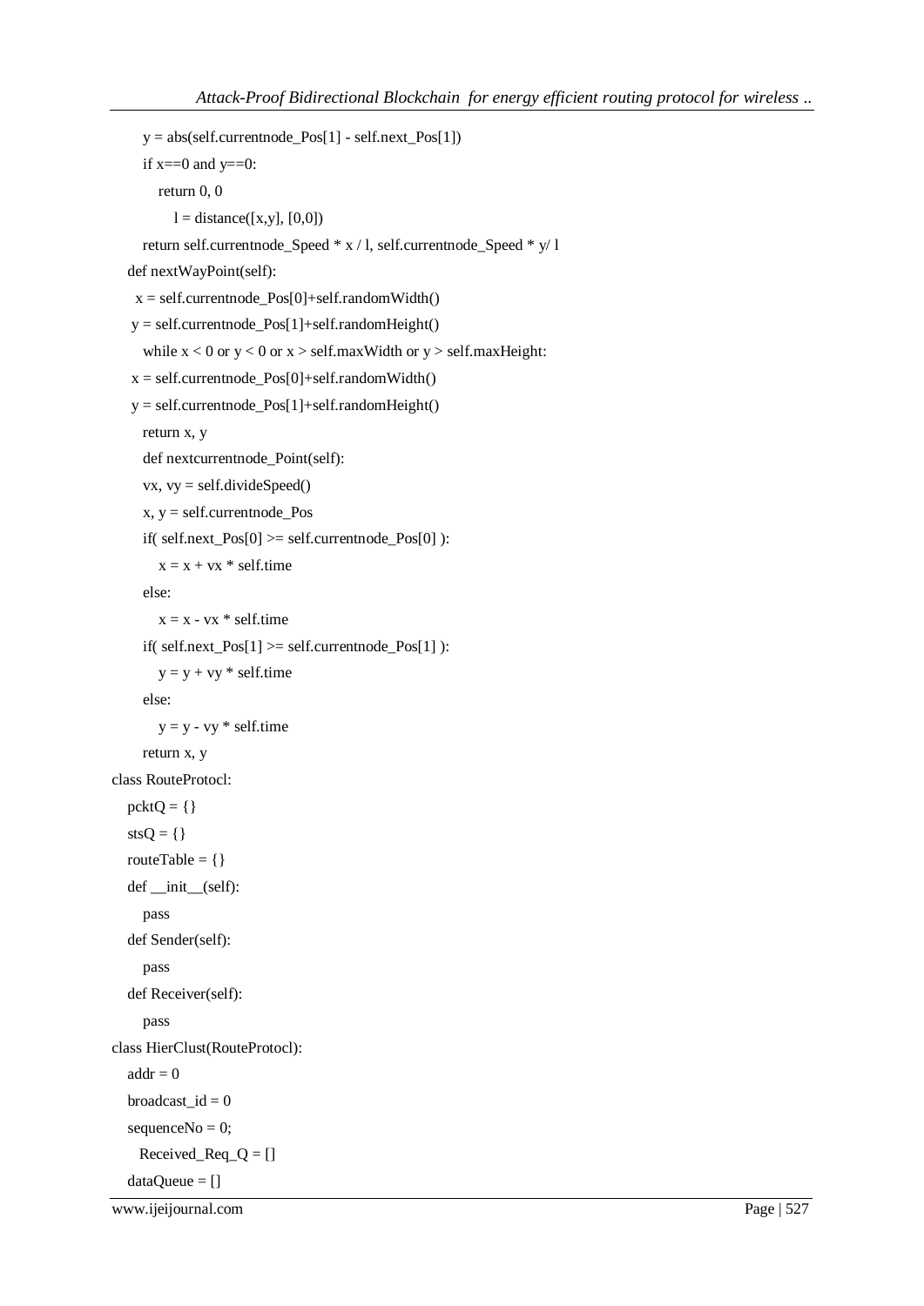```
        y = abs(self.currentnode_Pos[1] - self.next_Pos[1])
        if x==0 and y==0:
            return 0, 0
                l = distance([x,y], [0,0])
        return self.currentnode_Speed * x / l, self.currentnode_Speed * y/ l
    def nextWayPoint(self):
      x = self.currentnode_Pos[0]+self.randomWidth()
     y = self.currentnode_Pos[1]+self.randomHeight()
        while x < 0 or y < 0 or x > self.maxWidth or y > self.maxHeight:
     x = self.currentnode_Pos[0]+self.randomWidth()
     y = self.currentnode_Pos[1]+self.randomHeight()
        return x, y
        def nextcurrentnode_Point(self):
        vx, vy = self.divideSpeed()
        x, y = self.currentnode_Pos
        if( self.next_Pos[0] >= self.currentnode_Pos[0] ):
            x = x + vx * self.time
        else:
            x = x - vx * self.time
        if( self.next_Pos[1] >= self.currentnode_Pos[1] ):
            y = y + vy * self.time
        else:
            y = y - vy * self.time
        return x, y
class RouteProtocl:
    pcktQ = {}
    stsQ = {}
    routeTable = {}
    def __init__(self):
        pass
    def Sender(self):
        pass
    def Receiver(self):
        pass
class HierClust(RouteProtocl):
    addr = 0
    broadcast_id = 0
    sequenceNo = 0;
      Received_Req_Q = []
    dataQueue = []
```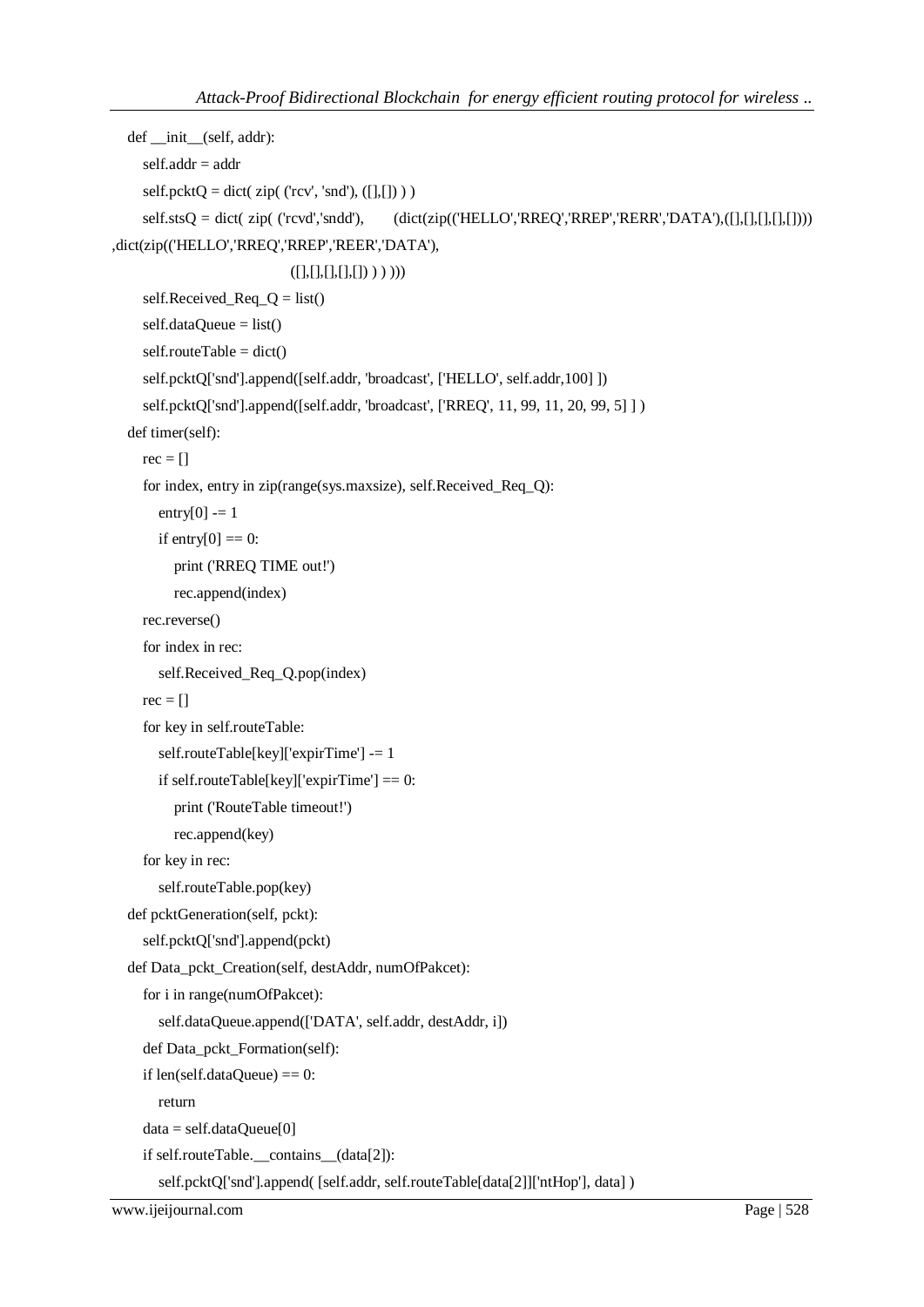```
    def __init__(self, addr):
        self.addr = addr
        self.pcktQ = dict( zip( ('rcv', 'snd'), ([],[]) ) )
        self.stsQ = dict( zip( ('rcvd','sndd'),      (dict(zip(('HELLO','RREQ','RREP','RERR','DATA'),([],[],[],[],[])))
,dict(zip(('HELLO','RREQ','RREP','REER','DATA'),
                                    ([],[],[],[],[]) ) ) )))
        self.Received_Req_Q = list()
        self.dataQueue = list()
        self.routeTable = dict()
        self.pcktQ['snd'].append([self.addr, 'broadcast', ['HELLO', self.addr,100] ])
        self.pcktQ['snd'].append([self.addr, 'broadcast', ['RREQ', 11, 99, 11, 20, 99, 5] ] )
    def timer(self):
        rec = []
        for index, entry in zip(range(sys.maxsize), self.Received_Req_Q):
            entry[0] -= 1
            if entry[0] == 0:
                print ('RREQ TIME out!')
                rec.append(index)
        rec.reverse()
        for index in rec:
            self.Received_Req_Q.pop(index)
        rec = []
        for key in self.routeTable:
            self.routeTable[key]['expirTime'] -= 1
            if self.routeTable[key]['expirTime'] == 0:
                print ('RouteTable timeout!')
                rec.append(key)
        for key in rec:
            self.routeTable.pop(key)
    def pcktGeneration(self, pckt):
        self.pcktQ['snd'].append(pckt)
    def Data_pckt_Creation(self, destAddr, numOfPakcet):
        for i in range(numOfPakcet):
            self.dataQueue.append(['DATA', self.addr, destAddr, i])
        def Data_pckt_Formation(self):
        if len(self.dataQueue) == 0:
            return
        data = self.dataQueue[0]
        if self.routeTable.__contains__(data[2]):
            self.pcktQ['snd'].append( [self.addr, self.routeTable[data[2]]['ntHop'], data] )
```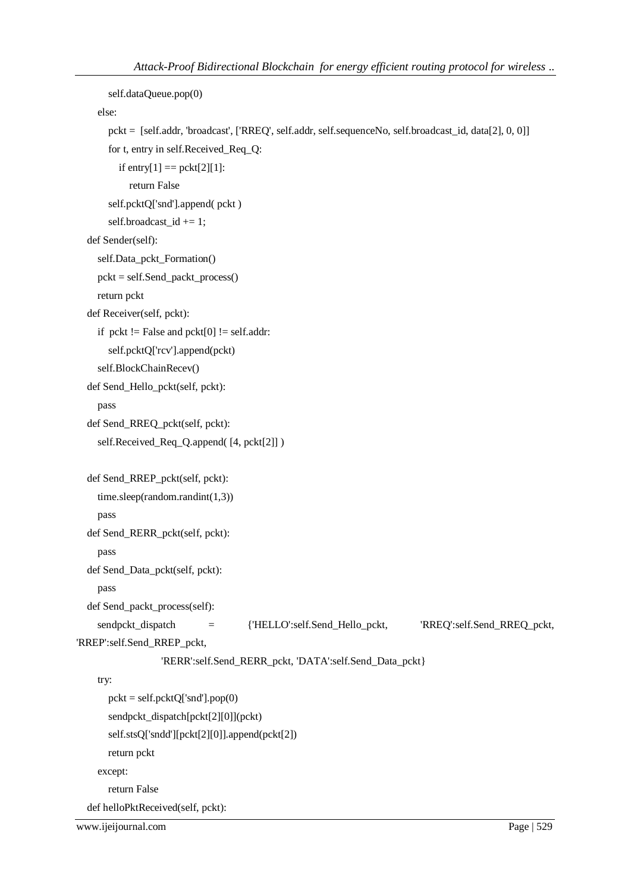```
        self.dataQueue.pop(0)
    else:
        pckt =  [self.addr, 'broadcast', ['RREQ', self.addr, self.sequenceNo, self.broadcast_id, data[2], 0, 0]]
        for t, entry in self.Received_Req_Q:
            if entry[1] == pckt[2][1]:
                return False
        self.pcktQ['snd'].append( pckt )
        self.broadcast_id += 1;
def Sender(self):
    self.Data_pckt_Formation()
    pckt = self.Send_packt_process()
    return pckt
def Receiver(self, pckt):
    if  pckt != False and pckt[0] != self.addr:
        self.pcktQ['rcv'].append(pckt)
    self.BlockChainRecev()
def Send_Hello_pckt(self, pckt):
    pass
def Send_RREQ_pckt(self, pckt):
    self.Received_Req_Q.append( [4, pckt[2]] )

def Send_RREP_pckt(self, pckt):
    time.sleep(random.randint(1,3))
    pass
def Send_RERR_pckt(self, pckt):
    pass
def Send_Data_pckt(self, pckt):
    pass
def Send_packt_process(self):
    sendpckt_dispatch = {'HELLO':self.Send_Hello_pckt, 'RREQ':self.Send_RREQ_pckt, 'RREP':self.Send_RREP_pckt,
                    'RERR':self.Send_RERR_pckt, 'DATA':self.Send_Data_pckt}
    try:
        pckt = self.pcktQ['snd'].pop(0)
        sendpckt_dispatch[pckt[2][0]](pckt)
        self.stsQ['sndd'][pckt[2][0]].append(pckt[2])
        return pckt
    except:
        return False
def helloPktReceived(self, pckt):
```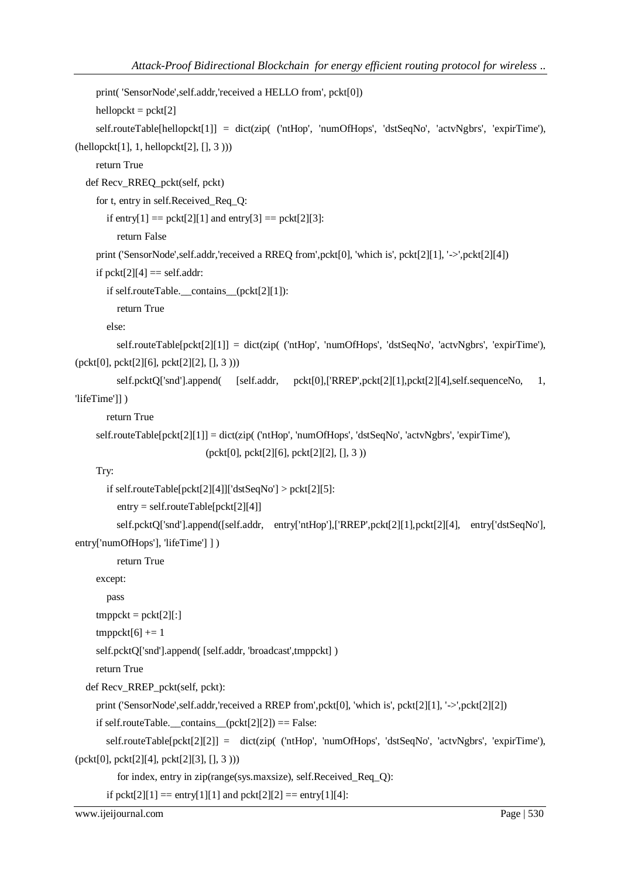```
        print( 'SensorNode',self.addr,'received a HELLO from', pckt[0])
        hellopckt = pckt[2]
        self.routeTable[hellopckt[1]] = dict(zip( ('ntHop', 'numOfHops', 'dstSeqNo', 'actvNgbrs', 'expirTime'),
(hellopckt[1], 1, hellopckt[2], [], 3 )))
        return True
    def Recv_RREQ_pckt(self, pckt)
        for t, entry in self.Received_Req_Q:
            if entry[1] == pckt[2][1] and entry[3] == pckt[2][3]:
                return False
        print ('SensorNode',self.addr,'received a RREQ from',pckt[0], 'which is', pckt[2][1], '->',pckt[2][4])
        if pckt[2][4] == self.addr:
            if self.routeTable.__contains__(pckt[2][1]):
                return True
            else:
                self.routeTable[pckt[2][1]] = dict(zip( ('ntHop', 'numOfHops', 'dstSeqNo', 'actvNgbrs', 'expirTime'),
(pckt[0], pckt[2][6], pckt[2][2], [], 3 )))
                self.pcktQ['snd'].append(   [self.addr,   pckt[0],['RREP',pckt[2][1],pckt[2][4],self.sequenceNo,   1,
'lifeTime']] )
            return True
        self.routeTable[pckt[2][1]] = dict(zip( ('ntHop', 'numOfHops', 'dstSeqNo', 'actvNgbrs', 'expirTime'),
                                    (pckt[0], pckt[2][6], pckt[2][2], [], 3 ))
        Try:
            if self.routeTable[pckt[2][4]]['dstSeqNo'] > pckt[2][5]:
                entry = self.routeTable[pckt[2][4]]
                self.pcktQ['snd'].append([self.addr,   entry['ntHop'],['RREP',pckt[2][1],pckt[2][4],   entry['dstSeqNo'],
entry['numOfHops'], 'lifeTime'] ] )
                return True
        except:
            pass
        tmppckt = pckt[2][:]
        tmppckt[6] += 1
        self.pcktQ['snd'].append( [self.addr, 'broadcast',tmppckt] )
        return True
    def Recv_RREP_pckt(self, pckt):
        print ('SensorNode',self.addr,'received a RREP from',pckt[0], 'which is', pckt[2][1], '->',pckt[2][2])
        if self.routeTable.__contains__(pckt[2][2]) == False:
            self.routeTable[pckt[2][2]] =   dict(zip( ('ntHop', 'numOfHops', 'dstSeqNo', 'actvNgbrs', 'expirTime'),
(pckt[0], pckt[2][4], pckt[2][3], [], 3 )))
                for index, entry in zip(range(sys.maxsize), self.Received_Req_Q):
            if pckt[2][1] == entry[1][1] and pckt[2][2] == entry[1][4]:
```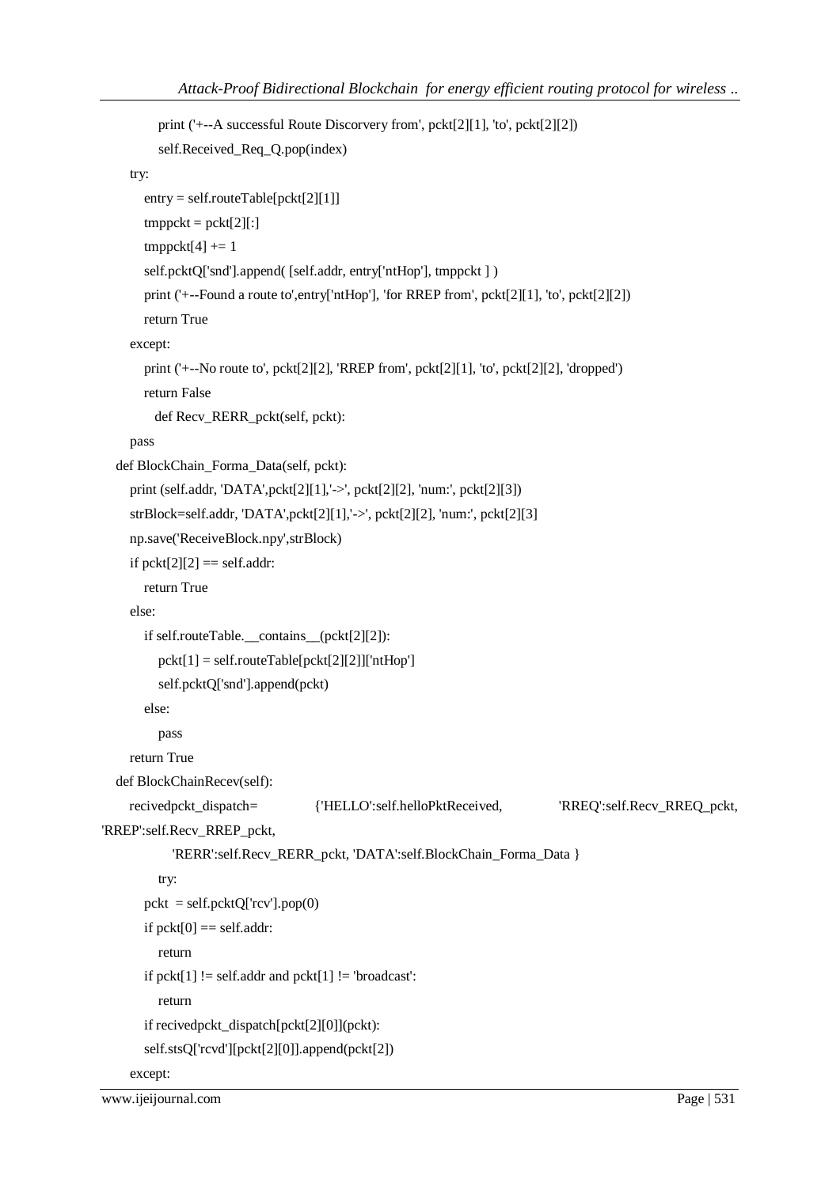```
            print ('+--A successful Route Discorvery from', pckt[2][1], 'to', pckt[2][2])
            self.Received_Req_Q.pop(index)
        try:
            entry = self.routeTable[pckt[2][1]]
            tmppckt = pckt[2][:]
            tmppckt[4] += 1
            self.pcktQ['snd'].append( [self.addr, entry['ntHop'], tmppckt ] )
            print ('+--Found a route to',entry['ntHop'], 'for RREP from', pckt[2][1], 'to', pckt[2][2])
            return True
        except:
            print ('+--No route to', pckt[2][2], 'RREP from', pckt[2][1], 'to', pckt[2][2], 'dropped')
            return False
              def Recv_RERR_pckt(self, pckt):
        pass
    def BlockChain_Forma_Data(self, pckt):
        print (self.addr, 'DATA',pckt[2][1],'->', pckt[2][2], 'num:', pckt[2][3])
        strBlock=self.addr, 'DATA',pckt[2][1],'->', pckt[2][2], 'num:', pckt[2][3]
        np.save('ReceiveBlock.npy',strBlock)
        if pckt[2][2] == self.addr:
            return True
        else:
            if self.routeTable.__contains__(pckt[2][2]):
                pckt[1] = self.routeTable[pckt[2][2]]['ntHop']
                self.pcktQ['snd'].append(pckt)
            else:
                pass
        return True
    def BlockChainRecev(self):
        recivedpckt_dispatch=              {'HELLO':self.helloPktReceived,              'RREQ':self.Recv_RREQ_pckt,
'RREP':self.Recv_RREP_pckt,
                'RERR':self.Recv_RERR_pckt, 'DATA':self.BlockChain_Forma_Data }
            try:
            pckt  = self.pcktQ['rcv'].pop(0)
            if pckt[0] == self.addr:
                return
            if pckt[1] != self.addr and pckt[1] != 'broadcast':
                return
            if recivedpckt_dispatch[pckt[2][0]](pckt):
            self.stsQ['rcvd'][pckt[2][0]].append(pckt[2])
        except:
```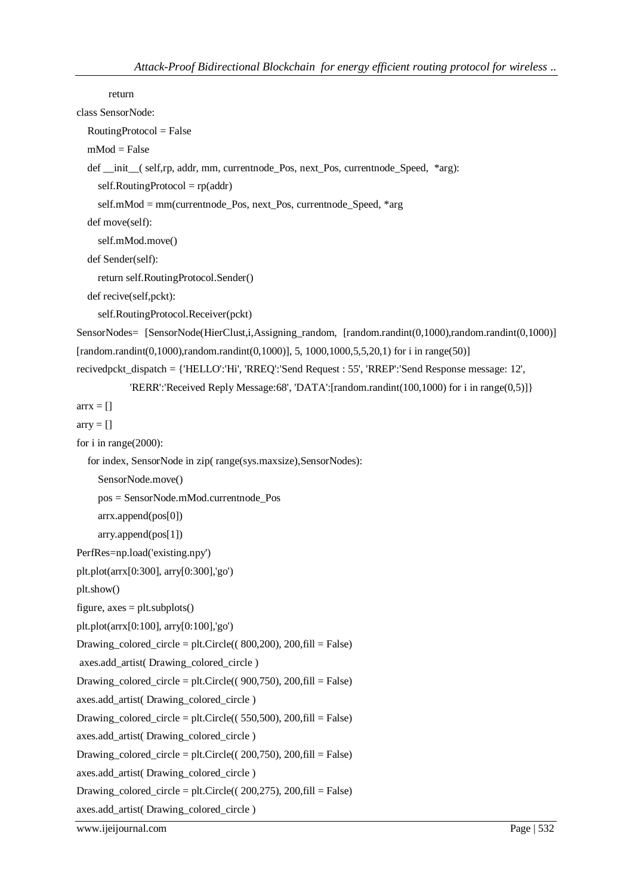```
        return
class SensorNode:
    RoutingProtocol = False
    mMod = False
    def __init__( self,rp, addr, mm, currentnode_Pos, next_Pos, currentnode_Speed,  *arg):
        self.RoutingProtocol = rp(addr)
        self.mMod = mm(currentnode_Pos, next_Pos, currentnode_Speed, *arg
    def move(self):
        self.mMod.move()
    def Sender(self):
        return self.RoutingProtocol.Sender()
    def recive(self,pckt):
        self.RoutingProtocol.Receiver(pckt)
SensorNodes=  [SensorNode(HierClust,i,Assigning_random,  [random.randint(0,1000),random.randint(0,1000)]
[random.randint(0,1000),random.randint(0,1000)], 5, 1000,1000,5,5,20,1) for i in range(50)]
recivedpckt_dispatch = {'HELLO':'Hi', 'RREQ':'Send Request : 55', 'RREP':'Send Response message: 12',
            'RERR':'Received Reply Message:68', 'DATA':[random.randint(100,1000) for i in range(0,5)]}
arrx = []
arry = []
for i in range(2000):
    for index, SensorNode in zip( range(sys.maxsize),SensorNodes):
        SensorNode.move()
        pos = SensorNode.mMod.currentnode_Pos
        arrx.append(pos[0])
        arry.append(pos[1])
PerfRes=np.load('existing.npy')
plt.plot(arrx[0:300], arry[0:300],'go')
plt.show()
figure, axes = plt.subplots()
plt.plot(arrx[0:100], arry[0:100],'go')
Drawing_colored_circle = plt.Circle(( 800,200), 200,fill = False)
 axes.add_artist( Drawing_colored_circle )
Drawing_colored_circle = plt.Circle(( 900,750), 200,fill = False)
axes.add_artist( Drawing_colored_circle )
Drawing_colored_circle = plt.Circle(( 550,500), 200,fill = False)
axes.add_artist( Drawing_colored_circle )
Drawing_colored_circle = plt.Circle(( 200,750), 200,fill = False)
axes.add_artist( Drawing_colored_circle )
Drawing_colored_circle = plt.Circle(( 200,275), 200,fill = False)
axes.add_artist( Drawing_colored_circle )
```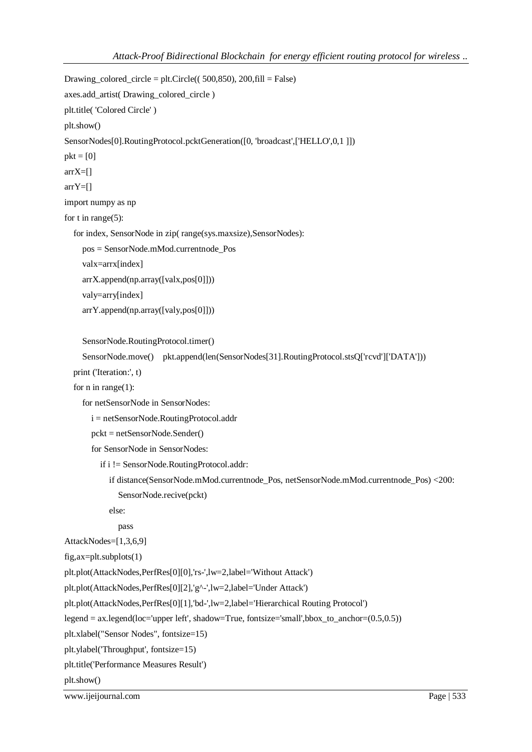```
Drawing_colored_circle = plt.Circle(( 500,850), 200,fill = False)
axes.add_artist( Drawing_colored_circle )
plt.title( 'Colored Circle' )
plt.show()
SensorNodes[0].RoutingProtocol.pcktGeneration([0, 'broadcast',['HELLO',0,1 ]])
pkt = [0]
arrX=[]
arrY=[]
import numpy as np
for t in range(5):
    for index, SensorNode in zip( range(sys.maxsize),SensorNodes):
        pos = SensorNode.mMod.currentnode_Pos
        valx=arrx[index]
        arrX.append(np.array([valx,pos[0]]))
        valy=arry[index]
        arrY.append(np.array([valy,pos[0]]))

        SensorNode.RoutingProtocol.timer()
        SensorNode.move()    pkt.append(len(SensorNodes[31].RoutingProtocol.stsQ['rcvd']['DATA']))
    print ('Iteration:', t)
    for n in range(1):
        for netSensorNode in SensorNodes:
            i = netSensorNode.RoutingProtocol.addr
            pckt = netSensorNode.Sender()
            for SensorNode in SensorNodes:
                if i != SensorNode.RoutingProtocol.addr:
                    if distance(SensorNode.mMod.currentnode_Pos, netSensorNode.mMod.currentnode_Pos) <200:
                        SensorNode.recive(pckt)
                    else:
                        pass
AttackNodes=[1,3,6,9]
fig,ax=plt.subplots(1)
plt.plot(AttackNodes,PerfRes[0][0],'rs-',lw=2,label='Without Attack')
plt.plot(AttackNodes,PerfRes[0][2],'g^-',lw=2,label='Under Attack')
plt.plot(AttackNodes,PerfRes[0][1],'bd-',lw=2,label='Hierarchical Routing Protocol')
legend = ax.legend(loc='upper left', shadow=True, fontsize='small',bbox_to_anchor=(0.5,0.5))
plt.xlabel("Sensor Nodes", fontsize=15)
plt.ylabel('Throughput', fontsize=15)
plt.title('Performance Measures Result')
plt.show()
```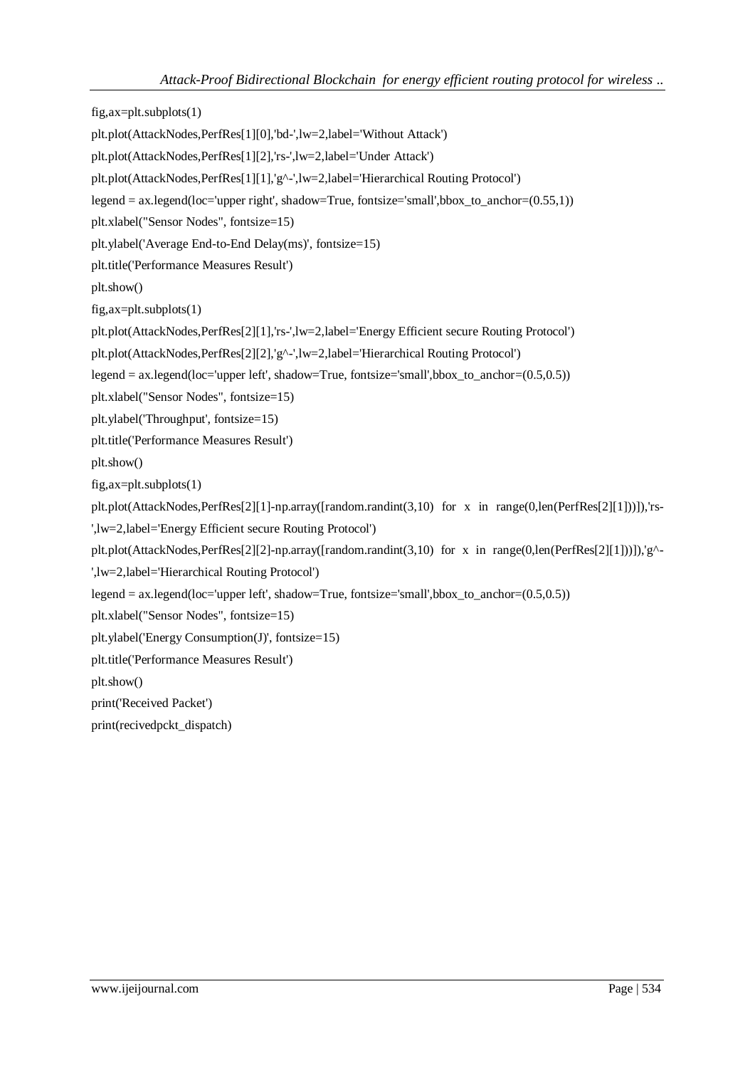```
fig,ax=plt.subplots(1)
plt.plot(AttackNodes,PerfRes[1][0],'bd-',lw=2,label='Without Attack')
plt.plot(AttackNodes,PerfRes[1][2],'rs-',lw=2,label='Under Attack')
plt.plot(AttackNodes,PerfRes[1][1],'g^-',lw=2,label='Hierarchical Routing Protocol')
legend = ax.legend(loc='upper right', shadow=True, fontsize='small',bbox_to_anchor=(0.55,1))
plt.xlabel("Sensor Nodes", fontsize=15)
plt.ylabel('Average End-to-End Delay(ms)', fontsize=15)
plt.title('Performance Measures Result')
plt.show()
fig,ax=plt.subplots(1)
plt.plot(AttackNodes,PerfRes[2][1],'rs-',lw=2,label='Energy Efficient secure Routing Protocol')
plt.plot(AttackNodes,PerfRes[2][2],'g^-',lw=2,label='Hierarchical Routing Protocol')
legend = ax.legend(loc='upper left', shadow=True, fontsize='small',bbox_to_anchor=(0.5,0.5))
plt.xlabel("Sensor Nodes", fontsize=15)
plt.ylabel('Throughput', fontsize=15)
plt.title('Performance Measures Result')
plt.show()
fig,ax=plt.subplots(1)
plt.plot(AttackNodes,PerfRes[2][1]-np.array([random.randint(3,10) for x in range(0,len(PerfRes[2][1]))]),'rs-',lw=2,label='Energy Efficient secure Routing Protocol')
plt.plot(AttackNodes,PerfRes[2][2]-np.array([random.randint(3,10) for x in range(0,len(PerfRes[2][1]))]),'g^-',lw=2,label='Hierarchical Routing Protocol')
legend = ax.legend(loc='upper left', shadow=True, fontsize='small',bbox_to_anchor=(0.5,0.5))
plt.xlabel("Sensor Nodes", fontsize=15)
plt.ylabel('Energy Consumption(J)', fontsize=15)
plt.title('Performance Measures Result')
plt.show()
print('Received Packet')
print(recivedpckt_dispatch)
```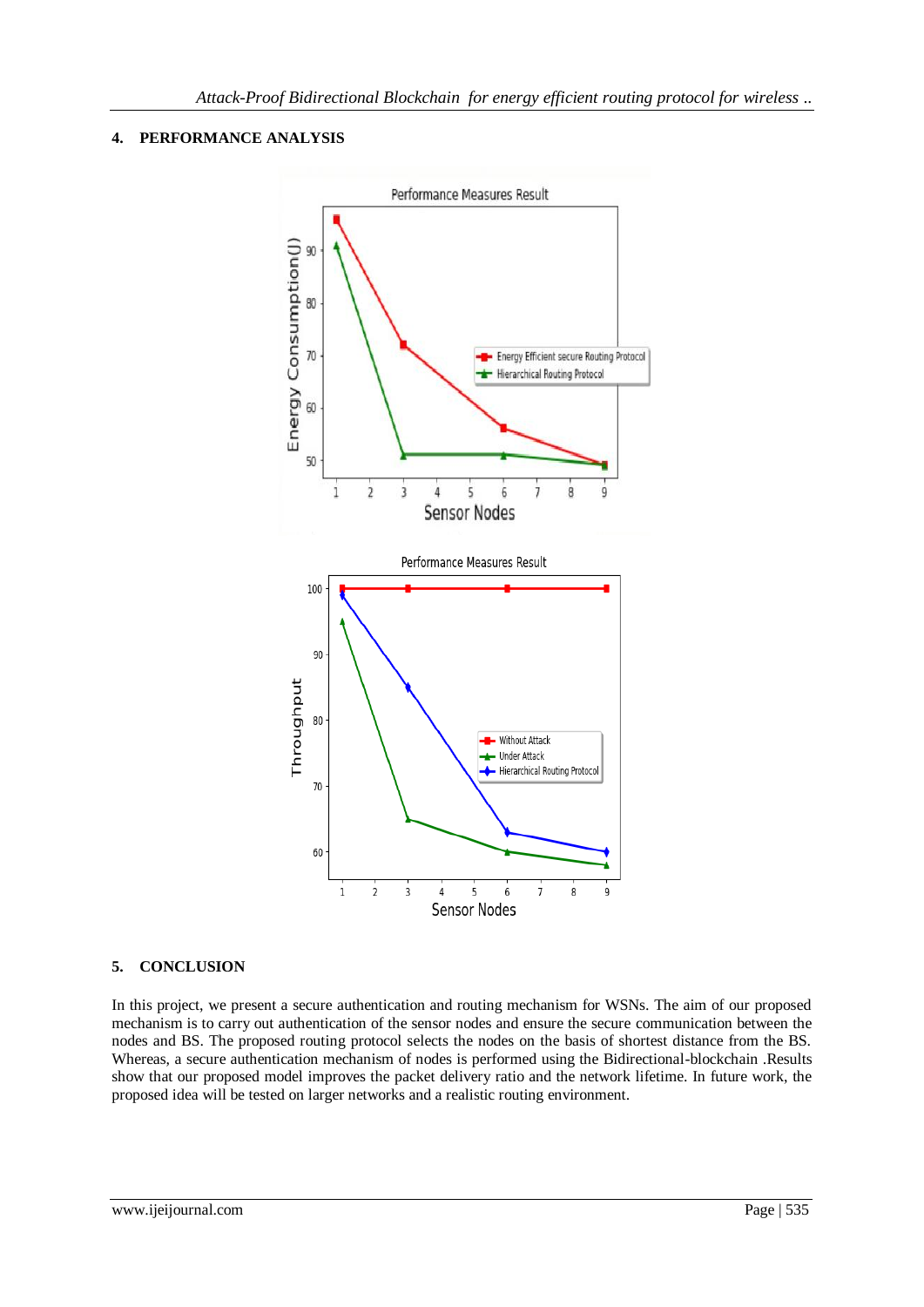## 4. PERFORMANCE ANALYSIS

## 5. CONCLUSION

In this project, we present a secure authentication and routing mechanism for WSNs. The aim of our proposed mechanism is to carry out authentication of the sensor nodes and ensure the secure communication between the nodes and BS. The proposed routing protocol selects the nodes on the basis of shortest distance from the BS. Whereas, a secure authentication mechanism of nodes is performed using the Bidirectional-blockchain .Results show that our proposed model improves the packet delivery ratio and the network lifetime. In future work, the proposed idea will be tested on larger networks and a realistic routing environment.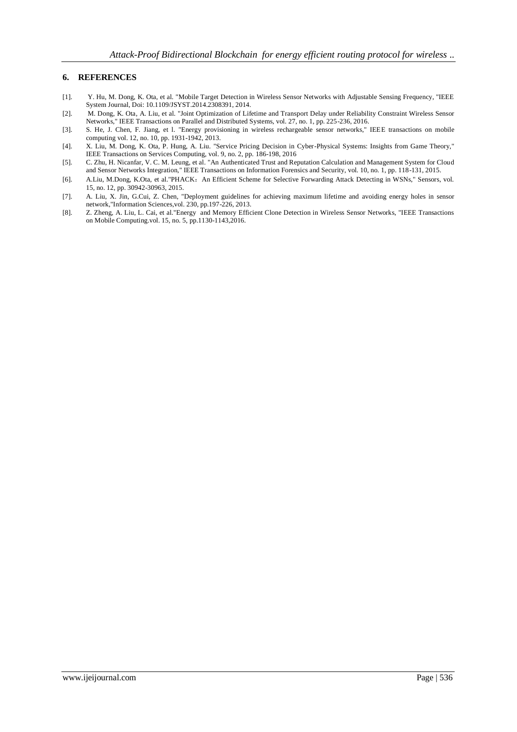## 6. REFERENCES

[1]. Y. Hu, M. Dong, K. Ota, et al. "Mobile Target Detection in Wireless Sensor Networks with Adjustable Sensing Frequency, "IEEE System Journal, Doi: 10.1109/JSYST.2014.2308391, 2014.

[2]. M. Dong, K. Ota, A. Liu, et al. "Joint Optimization of Lifetime and Transport Delay under Reliability Constraint Wireless Sensor Networks," IEEE Transactions on Parallel and Distributed Systems, vol. 27, no. 1, pp. 225-236, 2016.

[3]. S. He, J. Chen, F. Jiang, et l. "Energy provisioning in wireless rechargeable sensor networks," IEEE transactions on mobile computing vol. 12, no. 10, pp. 1931-1942, 2013.

[4]. X. Liu, M. Dong, K. Ota, P. Hung, A. Liu. "Service Pricing Decision in Cyber-Physical Systems: Insights from Game Theory," IEEE Transactions on Services Computing, vol. 9, no. 2, pp. 186-198, 2016

[5]. C. Zhu, H. Nicanfar, V. C. M. Leung, et al. "An Authenticated Trust and Reputation Calculation and Management System for Cloud and Sensor Networks Integration," IEEE Transactions on Information Forensics and Security, vol. 10, no. 1, pp. 118-131, 2015.

[6]. A.Liu, M.Dong, K.Ota, et al."PHACK：An Efficient Scheme for Selective Forwarding Attack Detecting in WSNs," Sensors, vol. 15, no. 12, pp. 30942-30963, 2015.

[7]. A. Liu, X. Jin, G.Cui, Z. Chen, "Deployment guidelines for achieving maximum lifetime and avoiding energy holes in sensor network,"Information Sciences,vol. 230, pp.197-226, 2013.

[8]. Z. Zheng, A. Liu, L. Cai, et al."Energy and Memory Efficient Clone Detection in Wireless Sensor Networks, "IEEE Transactions on Mobile Computing.vol. 15, no. 5, pp.1130-1143,2016.